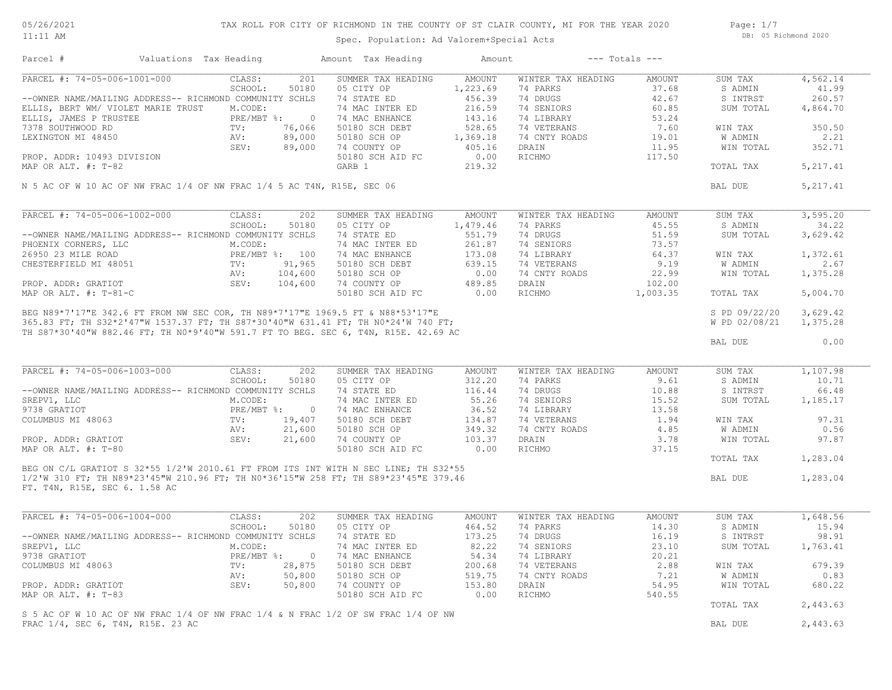# TAX ROLL FOR CITY OF RICHMOND IN THE COUNTY OF ST CLAIR COUNTY, MI FOR THE YEAR 2020

05/26/2021
11:11 AM

Spec. Population: Ad Valorem+Special Acts

DB: 05 Richmond 2020

| Parcel # | Valuations | Tax Heading | Amount | Tax Heading | Amount | --- Totals --- | |
|---|---|---|---|---|---|---|---|

---

**PARCEL #: 74-05-006-1001-000**

| | | | | | | | |
|---|---|---|---|---|---|---|---|
| CLASS: | 201 | SUMMER TAX HEADING | AMOUNT | WINTER TAX HEADING | AMOUNT | SUM TAX | 4,562.14 |
| SCHOOL: | 50180 | 05 CITY OP | 1,223.69 | 74 PARKS | 37.68 | S ADMIN | 41.99 |
| --OWNER NAME/MAILING ADDRESS-- RICHMOND COMMUNITY SCHLS | | 74 STATE ED | 456.39 | 74 DRUGS | 42.67 | S INTRST | 260.57 |
| ELLIS, BERT WM/ VIOLET MARIE TRUST | M.CODE: | 74 MAC INTER ED | 216.59 | 74 SENIORS | 60.85 | SUM TOTAL | 4,864.70 |
| ELLIS, JAMES P TRUSTEE | PRE/MBT %: 0 | 74 MAC ENHANCE | 143.16 | 74 LIBRARY | 53.24 | | |
| 7378 SOUTHWOOD RD | TV: 76,066 | 50180 SCH DEBT | 528.65 | 74 VETERANS | 7.60 | WIN TAX | 350.50 |
| LEXINGTON MI 48450 | AV: 89,000 | 50180 SCH OP | 1,369.18 | 74 CNTY ROADS | 19.01 | W ADMIN | 2.21 |
| | SEV: 89,000 | 74 COUNTY OP | 405.16 | DRAIN | 11.95 | WIN TOTAL | 352.71 |
| PROP. ADDR: 10493 DIVISION | | 50180 SCH AID FC | 0.00 | RICHMO | 117.50 | | |
| MAP OR ALT. #: T-82 | | GARB 1 | 219.32 | | | TOTAL TAX | 5,217.41 |

N 5 AC OF W 10 AC OF NW FRAC 1/4 OF NW FRAC 1/4 5 AC T4N, R15E, SEC 06

BAL DUE 5,217.41

---

**PARCEL #: 74-05-006-1002-000**

| | | | | | | | |
|---|---|---|---|---|---|---|---|
| CLASS: | 202 | SUMMER TAX HEADING | AMOUNT | WINTER TAX HEADING | AMOUNT | SUM TAX | 3,595.20 |
| SCHOOL: | 50180 | 05 CITY OP | 1,479.46 | 74 PARKS | 45.55 | S ADMIN | 34.22 |
| --OWNER NAME/MAILING ADDRESS-- RICHMOND COMMUNITY SCHLS | | 74 STATE ED | 551.79 | 74 DRUGS | 51.59 | SUM TOTAL | 3,629.42 |
| PHOENIX CORNERS, LLC | M.CODE: | 74 MAC INTER ED | 261.87 | 74 SENIORS | 73.57 | | |
| 26950 23 MILE ROAD | PRE/MBT %: 100 | 74 MAC ENHANCE | 173.08 | 74 LIBRARY | 64.37 | WIN TAX | 1,372.61 |
| CHESTERFIELD MI 48051 | TV: 91,965 | 50180 SCH DEBT | 639.15 | 74 VETERANS | 9.19 | W ADMIN | 2.67 |
| | AV: 104,600 | 50180 SCH OP | 0.00 | 74 CNTY ROADS | 22.99 | WIN TOTAL | 1,375.28 |
| PROP. ADDR: GRATIOT | SEV: 104,600 | 74 COUNTY OP | 489.85 | DRAIN | 102.00 | | |
| MAP OR ALT. #: T-81-C | | 50180 SCH AID FC | 0.00 | RICHMO | 1,003.35 | TOTAL TAX | 5,004.70 |

BEG N89*7'17"E 342.6 FT FROM NW SEC COR, TH N89*7'17"E 1969.5 FT & N88*53'17"E 365.83 FT; TH S32*2'47"W 1537.37 FT; TH S87*30'40"W 631.41 FT; TH N0*24'W 740 FT; TH S87*30'40"W 882.46 FT; TH N0*9'40"W 591.7 FT TO BEG. SEC 6, T4N, R15E. 42.69 AC

S PD 09/22/20 3,629.42
W PD 02/08/21 1,375.28

BAL DUE 0.00

---

**PARCEL #: 74-05-006-1003-000**

| | | | | | | | |
|---|---|---|---|---|---|---|---|
| CLASS: | 202 | SUMMER TAX HEADING | AMOUNT | WINTER TAX HEADING | AMOUNT | SUM TAX | 1,107.98 |
| SCHOOL: | 50180 | 05 CITY OP | 312.20 | 74 PARKS | 9.61 | S ADMIN | 10.71 |
| --OWNER NAME/MAILING ADDRESS-- RICHMOND COMMUNITY SCHLS | | 74 STATE ED | 116.44 | 74 DRUGS | 10.88 | S INTRST | 66.48 |
| SREPV1, LLC | M.CODE: | 74 MAC INTER ED | 55.26 | 74 SENIORS | 15.52 | SUM TOTAL | 1,185.17 |
| 9738 GRATIOT | PRE/MBT %: 0 | 74 MAC ENHANCE | 36.52 | 74 LIBRARY | 13.58 | | |
| COLUMBUS MI 48063 | TV: 19,407 | 50180 SCH DEBT | 134.87 | 74 VETERANS | 1.94 | WIN TAX | 97.31 |
| | AV: 21,600 | 50180 SCH OP | 349.32 | 74 CNTY ROADS | 4.85 | W ADMIN | 0.56 |
| PROP. ADDR: GRATIOT | SEV: 21,600 | 74 COUNTY OP | 103.37 | DRAIN | 3.78 | WIN TOTAL | 97.87 |
| MAP OR ALT. #: T-80 | | 50180 SCH AID FC | 0.00 | RICHMO | 37.15 | | |
| | | | | | | TOTAL TAX | 1,283.04 |

BEG ON C/L GRATIOT S 32*55 1/2'W 2010.61 FT FROM ITS INT WITH N SEC LINE; TH S32*55 1/2'W 310 FT; TH N89*23'45"W 210.96 FT; TH N0*36'15"W 258 FT; TH S89*23'45"E 379.46 FT. T4N, R15E, SEC 6. 1.58 AC

BAL DUE 1,283.04

---

**PARCEL #: 74-05-006-1004-000**

| | | | | | | | |
|---|---|---|---|---|---|---|---|
| CLASS: | 202 | SUMMER TAX HEADING | AMOUNT | WINTER TAX HEADING | AMOUNT | SUM TAX | 1,648.56 |
| SCHOOL: | 50180 | 05 CITY OP | 464.52 | 74 PARKS | 14.30 | S ADMIN | 15.94 |
| --OWNER NAME/MAILING ADDRESS-- RICHMOND COMMUNITY SCHLS | | 74 STATE ED | 173.25 | 74 DRUGS | 16.19 | S INTRST | 98.91 |
| SREPV1, LLC | M.CODE: | 74 MAC INTER ED | 82.22 | 74 SENIORS | 23.10 | SUM TOTAL | 1,763.41 |
| 9738 GRATIOT | PRE/MBT %: 0 | 74 MAC ENHANCE | 54.34 | 74 LIBRARY | 20.21 | | |
| COLUMBUS MI 48063 | TV: 28,875 | 50180 SCH DEBT | 200.68 | 74 VETERANS | 2.88 | WIN TAX | 679.39 |
| | AV: 50,800 | 50180 SCH OP | 519.75 | 74 CNTY ROADS | 7.21 | W ADMIN | 0.83 |
| PROP. ADDR: GRATIOT | SEV: 50,800 | 74 COUNTY OP | 153.80 | DRAIN | 54.95 | WIN TOTAL | 680.22 |
| MAP OR ALT. #: T-83 | | 50180 SCH AID FC | 0.00 | RICHMO | 540.55 | | |
| | | | | | | TOTAL TAX | 2,443.63 |

S 5 AC OF W 10 AC OF NW FRAC 1/4 OF NW FRAC 1/4 & N FRAC 1/2 OF SW FRAC 1/4 OF NW FRAC 1/4, SEC 6, T4N, R15E. 23 AC

BAL DUE 2,443.63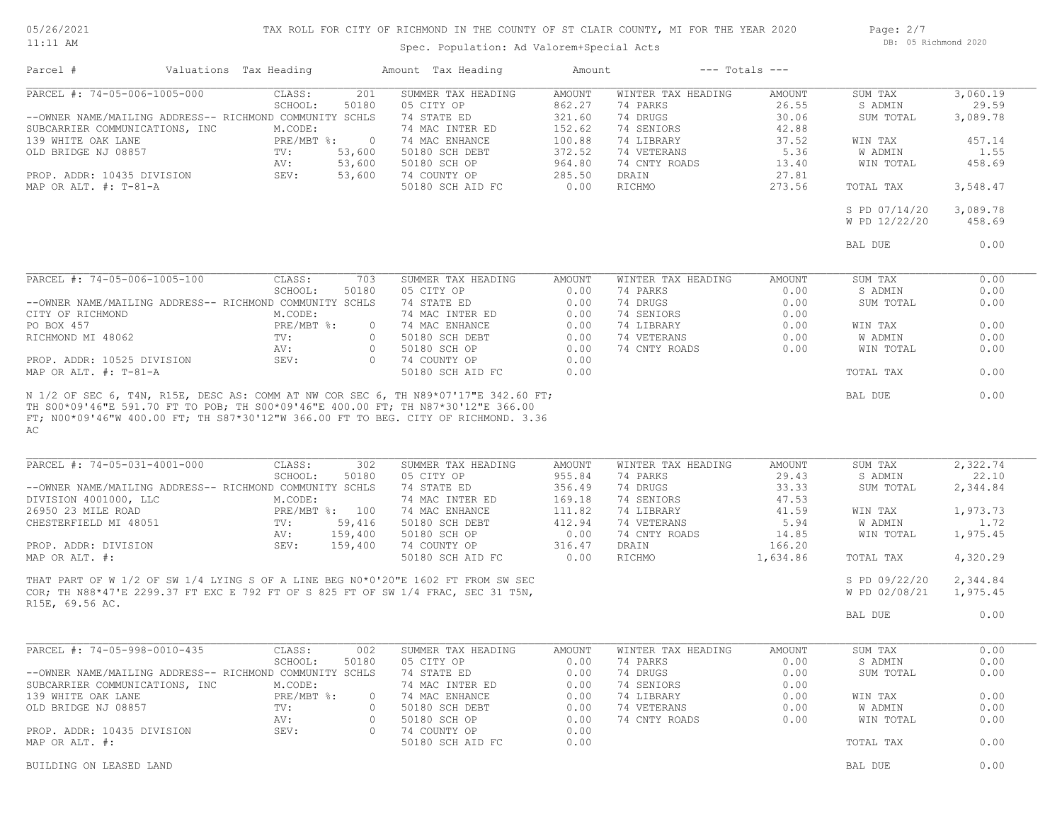# TAX ROLL FOR CITY OF RICHMOND IN THE COUNTY OF ST CLAIR COUNTY, MI FOR THE YEAR 2020

Spec. Population: Ad Valorem+Special Acts

| Parcel # | Valuations | Tax Heading | Amount | Tax Heading | Amount | --- Totals --- | |
|---|---|---|---|---|---|---|---|

---

| PARCEL #: 74-05-006-1005-000 | CLASS: 201 | SUMMER TAX HEADING | AMOUNT | WINTER TAX HEADING | AMOUNT | SUM TAX | 3,060.19 |
|---|---|---|---|---|---|---|---|
| | SCHOOL: 50180 | 05 CITY OP | 862.27 | 74 PARKS | 26.55 | S ADMIN | 29.59 |
| --OWNER NAME/MAILING ADDRESS-- RICHMOND COMMUNITY SCHLS | | 74 STATE ED | 321.60 | 74 DRUGS | 30.06 | SUM TOTAL | 3,089.78 |
| SUBCARRIER COMMUNICATIONS, INC | M.CODE: | 74 MAC INTER ED | 152.62 | 74 SENIORS | 42.88 | | |
| 139 WHITE OAK LANE | PRE/MBT %: 0 | 74 MAC ENHANCE | 100.88 | 74 LIBRARY | 37.52 | WIN TAX | 457.14 |
| OLD BRIDGE NJ 08857 | TV: 53,600 | 50180 SCH DEBT | 372.52 | 74 VETERANS | 5.36 | W ADMIN | 1.55 |
| | AV: 53,600 | 50180 SCH OP | 964.80 | 74 CNTY ROADS | 13.40 | WIN TOTAL | 458.69 |
| PROP. ADDR: 10435 DIVISION | SEV: 53,600 | 74 COUNTY OP | 285.50 | DRAIN | 27.81 | | |
| MAP OR ALT. #: T-81-A | | 50180 SCH AID FC | 0.00 | RICHMO | 273.56 | TOTAL TAX | 3,548.47 |
| | | | | | | S PD 07/14/20 | 3,089.78 |
| | | | | | | W PD 12/22/20 | 458.69 |
| | | | | | | BAL DUE | 0.00 |

---

| PARCEL #: 74-05-006-1005-100 | CLASS: 703 | SUMMER TAX HEADING | AMOUNT | WINTER TAX HEADING | AMOUNT | SUM TAX | 0.00 |
|---|---|---|---|---|---|---|---|
| | SCHOOL: 50180 | 05 CITY OP | 0.00 | 74 PARKS | 0.00 | S ADMIN | 0.00 |
| --OWNER NAME/MAILING ADDRESS-- RICHMOND COMMUNITY SCHLS | | 74 STATE ED | 0.00 | 74 DRUGS | 0.00 | SUM TOTAL | 0.00 |
| CITY OF RICHMOND | M.CODE: | 74 MAC INTER ED | 0.00 | 74 SENIORS | 0.00 | | |
| PO BOX 457 | PRE/MBT %: 0 | 74 MAC ENHANCE | 0.00 | 74 LIBRARY | 0.00 | WIN TAX | 0.00 |
| RICHMOND MI 48062 | TV: 0 | 50180 SCH DEBT | 0.00 | 74 VETERANS | 0.00 | W ADMIN | 0.00 |
| | AV: 0 | 50180 SCH OP | 0.00 | 74 CNTY ROADS | 0.00 | WIN TOTAL | 0.00 |
| PROP. ADDR: 10525 DIVISION | SEV: 0 | 74 COUNTY OP | 0.00 | | | | |
| MAP OR ALT. #: T-81-A | | 50180 SCH AID FC | 0.00 | | | TOTAL TAX | 0.00 |
| | | | | | | BAL DUE | 0.00 |

N 1/2 OF SEC 6, T4N, R15E, DESC AS: COMM AT NW COR SEC 6, TH N89*07'17"E 342.60 FT; TH S00*09'46"E 591.70 FT TO POB; TH S00*09'46"E 400.00 FT; TH N87*30'12"E 366.00 FT; N00*09'46"W 400.00 FT; TH S87*30'12"W 366.00 FT TO BEG. CITY OF RICHMOND. 3.36 AC

---

| PARCEL #: 74-05-031-4001-000 | CLASS: 302 | SUMMER TAX HEADING | AMOUNT | WINTER TAX HEADING | AMOUNT | SUM TAX | 2,322.74 |
|---|---|---|---|---|---|---|---|
| | SCHOOL: 50180 | 05 CITY OP | 955.84 | 74 PARKS | 29.43 | S ADMIN | 22.10 |
| --OWNER NAME/MAILING ADDRESS-- RICHMOND COMMUNITY SCHLS | | 74 STATE ED | 356.49 | 74 DRUGS | 33.33 | SUM TOTAL | 2,344.84 |
| DIVISION 4001000, LLC | M.CODE: | 74 MAC INTER ED | 169.18 | 74 SENIORS | 47.53 | | |
| 26950 23 MILE ROAD | PRE/MBT %: 100 | 74 MAC ENHANCE | 111.82 | 74 LIBRARY | 41.59 | WIN TAX | 1,973.73 |
| CHESTERFIELD MI 48051 | TV: 59,416 | 50180 SCH DEBT | 412.94 | 74 VETERANS | 5.94 | W ADMIN | 1.72 |
| | AV: 159,400 | 50180 SCH OP | 0.00 | 74 CNTY ROADS | 14.85 | WIN TOTAL | 1,975.45 |
| PROP. ADDR: DIVISION | SEV: 159,400 | 74 COUNTY OP | 316.47 | DRAIN | 166.20 | | |
| MAP OR ALT. #: | | 50180 SCH AID FC | 0.00 | RICHMO | 1,634.86 | TOTAL TAX | 4,320.29 |
| | | | | | | S PD 09/22/20 | 2,344.84 |
| | | | | | | W PD 02/08/21 | 1,975.45 |
| | | | | | | BAL DUE | 0.00 |

THAT PART OF W 1/2 OF SW 1/4 LYING S OF A LINE BEG N0*0'20"E 1602 FT FROM SW SEC COR; TH N88*47'E 2299.37 FT EXC E 792 FT OF S 825 FT OF SW 1/4 FRAC, SEC 31 T5N, R15E, 69.56 AC.

---

| PARCEL #: 74-05-998-0010-435 | CLASS: 002 | SUMMER TAX HEADING | AMOUNT | WINTER TAX HEADING | AMOUNT | SUM TAX | 0.00 |
|---|---|---|---|---|---|---|---|
| | SCHOOL: 50180 | 05 CITY OP | 0.00 | 74 PARKS | 0.00 | S ADMIN | 0.00 |
| --OWNER NAME/MAILING ADDRESS-- RICHMOND COMMUNITY SCHLS | | 74 STATE ED | 0.00 | 74 DRUGS | 0.00 | SUM TOTAL | 0.00 |
| SUBCARRIER COMMUNICATIONS, INC | M.CODE: | 74 MAC INTER ED | 0.00 | 74 SENIORS | 0.00 | | |
| 139 WHITE OAK LANE | PRE/MBT %: 0 | 74 MAC ENHANCE | 0.00 | 74 LIBRARY | 0.00 | WIN TAX | 0.00 |
| OLD BRIDGE NJ 08857 | TV: 0 | 50180 SCH DEBT | 0.00 | 74 VETERANS | 0.00 | W ADMIN | 0.00 |
| | AV: 0 | 50180 SCH OP | 0.00 | 74 CNTY ROADS | 0.00 | WIN TOTAL | 0.00 |
| PROP. ADDR: 10435 DIVISION | SEV: 0 | 74 COUNTY OP | 0.00 | | | | |
| MAP OR ALT. #: | | 50180 SCH AID FC | 0.00 | | | TOTAL TAX | 0.00 |
| | | | | | | BAL DUE | 0.00 |

BUILDING ON LEASED LAND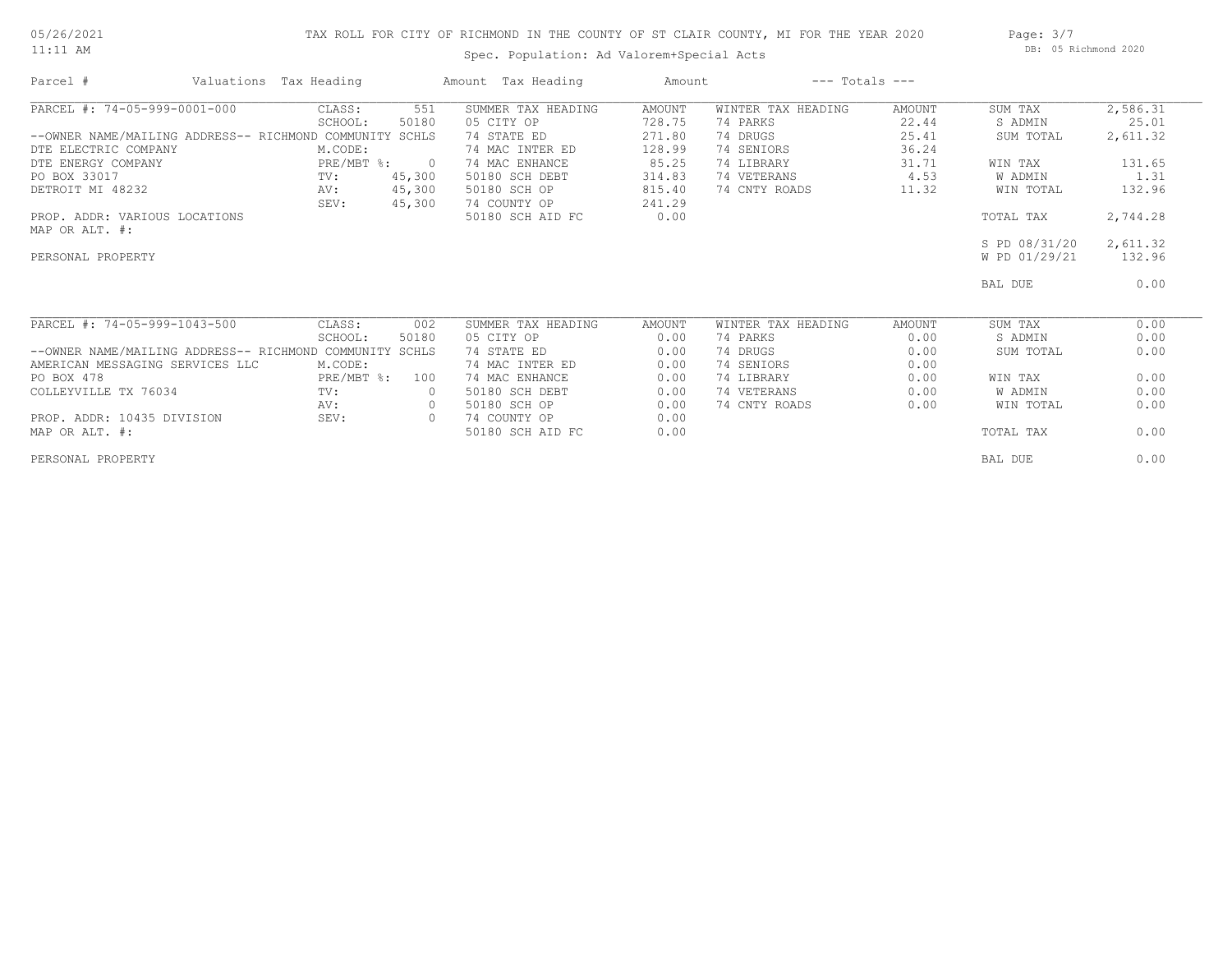# TAX ROLL FOR CITY OF RICHMOND IN THE COUNTY OF ST CLAIR COUNTY, MI FOR THE YEAR 2020

Spec. Population: Ad Valorem+Special Acts

DB: 05 Richmond 2020

05/26/2021
11:11 AM

| Parcel # | Valuations | Tax Heading | Amount | Tax Heading | Amount | --- Totals --- | |
|---|---|---|---|---|---|---|---|
| PARCEL #: 74-05-999-0001-000 | CLASS: 551 | SUMMER TAX HEADING | AMOUNT | WINTER TAX HEADING | AMOUNT | SUM TAX | 2,586.31 |
| | SCHOOL: 50180 | 05 CITY OP | 728.75 | 74 PARKS | 22.44 | S ADMIN | 25.01 |
| --OWNER NAME/MAILING ADDRESS-- RICHMOND COMMUNITY SCHLS | | 74 STATE ED | 271.80 | 74 DRUGS | 25.41 | SUM TOTAL | 2,611.32 |
| DTE ELECTRIC COMPANY | M.CODE: | 74 MAC INTER ED | 128.99 | 74 SENIORS | 36.24 | | |
| DTE ENERGY COMPANY | PRE/MBT %: 0 | 74 MAC ENHANCE | 85.25 | 74 LIBRARY | 31.71 | WIN TAX | 131.65 |
| PO BOX 33017 | TV: 45,300 | 50180 SCH DEBT | 314.83 | 74 VETERANS | 4.53 | W ADMIN | 1.31 |
| DETROIT MI 48232 | AV: 45,300 | 50180 SCH OP | 815.40 | 74 CNTY ROADS | 11.32 | WIN TOTAL | 132.96 |
| | SEV: 45,300 | 74 COUNTY OP | 241.29 | | | | |
| PROP. ADDR: VARIOUS LOCATIONS | | 50180 SCH AID FC | 0.00 | | | TOTAL TAX | 2,744.28 |
| MAP OR ALT. #: | | | | | | | |
| | | | | | | S PD 08/31/20 | 2,611.32 |
| PERSONAL PROPERTY | | | | | | W PD 01/29/21 | 132.96 |
| | | | | | | BAL DUE | 0.00 |
| PARCEL #: 74-05-999-1043-500 | CLASS: 002 | SUMMER TAX HEADING | AMOUNT | WINTER TAX HEADING | AMOUNT | SUM TAX | 0.00 |
| | SCHOOL: 50180 | 05 CITY OP | 0.00 | 74 PARKS | 0.00 | S ADMIN | 0.00 |
| --OWNER NAME/MAILING ADDRESS-- RICHMOND COMMUNITY SCHLS | | 74 STATE ED | 0.00 | 74 DRUGS | 0.00 | SUM TOTAL | 0.00 |
| AMERICAN MESSAGING SERVICES LLC | M.CODE: | 74 MAC INTER ED | 0.00 | 74 SENIORS | 0.00 | | |
| PO BOX 478 | PRE/MBT %: 100 | 74 MAC ENHANCE | 0.00 | 74 LIBRARY | 0.00 | WIN TAX | 0.00 |
| COLLEYVILLE TX 76034 | TV: 0 | 50180 SCH DEBT | 0.00 | 74 VETERANS | 0.00 | W ADMIN | 0.00 |
| | AV: 0 | 50180 SCH OP | 0.00 | 74 CNTY ROADS | 0.00 | WIN TOTAL | 0.00 |
| PROP. ADDR: 10435 DIVISION | SEV: 0 | 74 COUNTY OP | 0.00 | | | | |
| MAP OR ALT. #: | | 50180 SCH AID FC | 0.00 | | | TOTAL TAX | 0.00 |
| PERSONAL PROPERTY | | | | | | BAL DUE | 0.00 |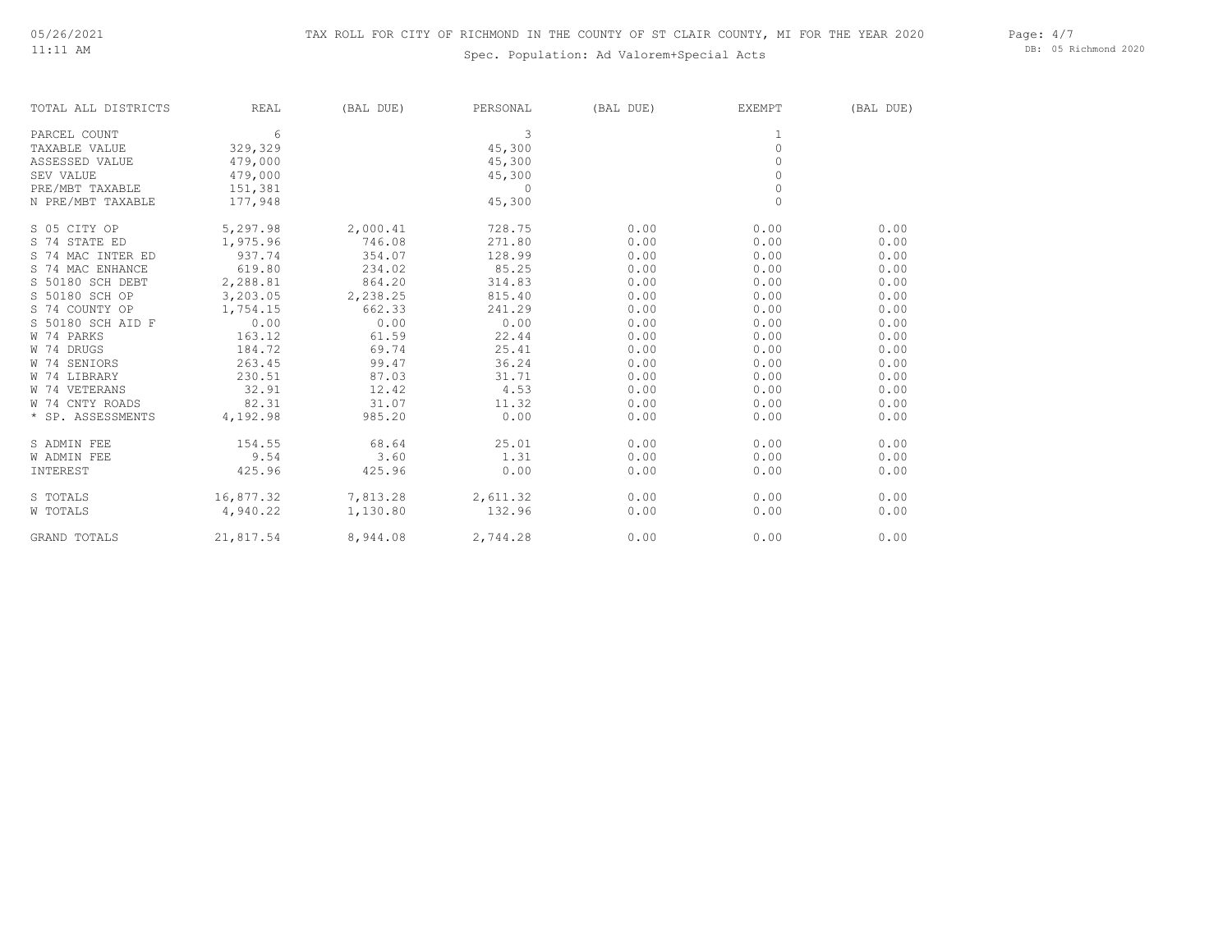TAX ROLL FOR CITY OF RICHMOND IN THE COUNTY OF ST CLAIR COUNTY, MI FOR THE YEAR 2020

Spec. Population: Ad Valorem+Special Acts

| TOTAL ALL DISTRICTS | REAL | (BAL DUE) | PERSONAL | (BAL DUE) | EXEMPT | (BAL DUE) |
|---|---|---|---|---|---|---|
| PARCEL COUNT | 6 | | 3 | | 1 | |
| TAXABLE VALUE | 329,329 | | 45,300 | | 0 | |
| ASSESSED VALUE | 479,000 | | 45,300 | | 0 | |
| SEV VALUE | 479,000 | | 45,300 | | 0 | |
| PRE/MBT TAXABLE | 151,381 | | 0 | | 0 | |
| N PRE/MBT TAXABLE | 177,948 | | 45,300 | | 0 | |
| S 05 CITY OP | 5,297.98 | 2,000.41 | 728.75 | 0.00 | 0.00 | 0.00 |
| S 74 STATE ED | 1,975.96 | 746.08 | 271.80 | 0.00 | 0.00 | 0.00 |
| S 74 MAC INTER ED | 937.74 | 354.07 | 128.99 | 0.00 | 0.00 | 0.00 |
| S 74 MAC ENHANCE | 619.80 | 234.02 | 85.25 | 0.00 | 0.00 | 0.00 |
| S 50180 SCH DEBT | 2,288.81 | 864.20 | 314.83 | 0.00 | 0.00 | 0.00 |
| S 50180 SCH OP | 3,203.05 | 2,238.25 | 815.40 | 0.00 | 0.00 | 0.00 |
| S 74 COUNTY OP | 1,754.15 | 662.33 | 241.29 | 0.00 | 0.00 | 0.00 |
| S 50180 SCH AID F | 0.00 | 0.00 | 0.00 | 0.00 | 0.00 | 0.00 |
| W 74 PARKS | 163.12 | 61.59 | 22.44 | 0.00 | 0.00 | 0.00 |
| W 74 DRUGS | 184.72 | 69.74 | 25.41 | 0.00 | 0.00 | 0.00 |
| W 74 SENIORS | 263.45 | 99.47 | 36.24 | 0.00 | 0.00 | 0.00 |
| W 74 LIBRARY | 230.51 | 87.03 | 31.71 | 0.00 | 0.00 | 0.00 |
| W 74 VETERANS | 32.91 | 12.42 | 4.53 | 0.00 | 0.00 | 0.00 |
| W 74 CNTY ROADS | 82.31 | 31.07 | 11.32 | 0.00 | 0.00 | 0.00 |
| * SP. ASSESSMENTS | 4,192.98 | 985.20 | 0.00 | 0.00 | 0.00 | 0.00 |
| S ADMIN FEE | 154.55 | 68.64 | 25.01 | 0.00 | 0.00 | 0.00 |
| W ADMIN FEE | 9.54 | 3.60 | 1.31 | 0.00 | 0.00 | 0.00 |
| INTEREST | 425.96 | 425.96 | 0.00 | 0.00 | 0.00 | 0.00 |
| S TOTALS | 16,877.32 | 7,813.28 | 2,611.32 | 0.00 | 0.00 | 0.00 |
| W TOTALS | 4,940.22 | 1,130.80 | 132.96 | 0.00 | 0.00 | 0.00 |
| GRAND TOTALS | 21,817.54 | 8,944.08 | 2,744.28 | 0.00 | 0.00 | 0.00 |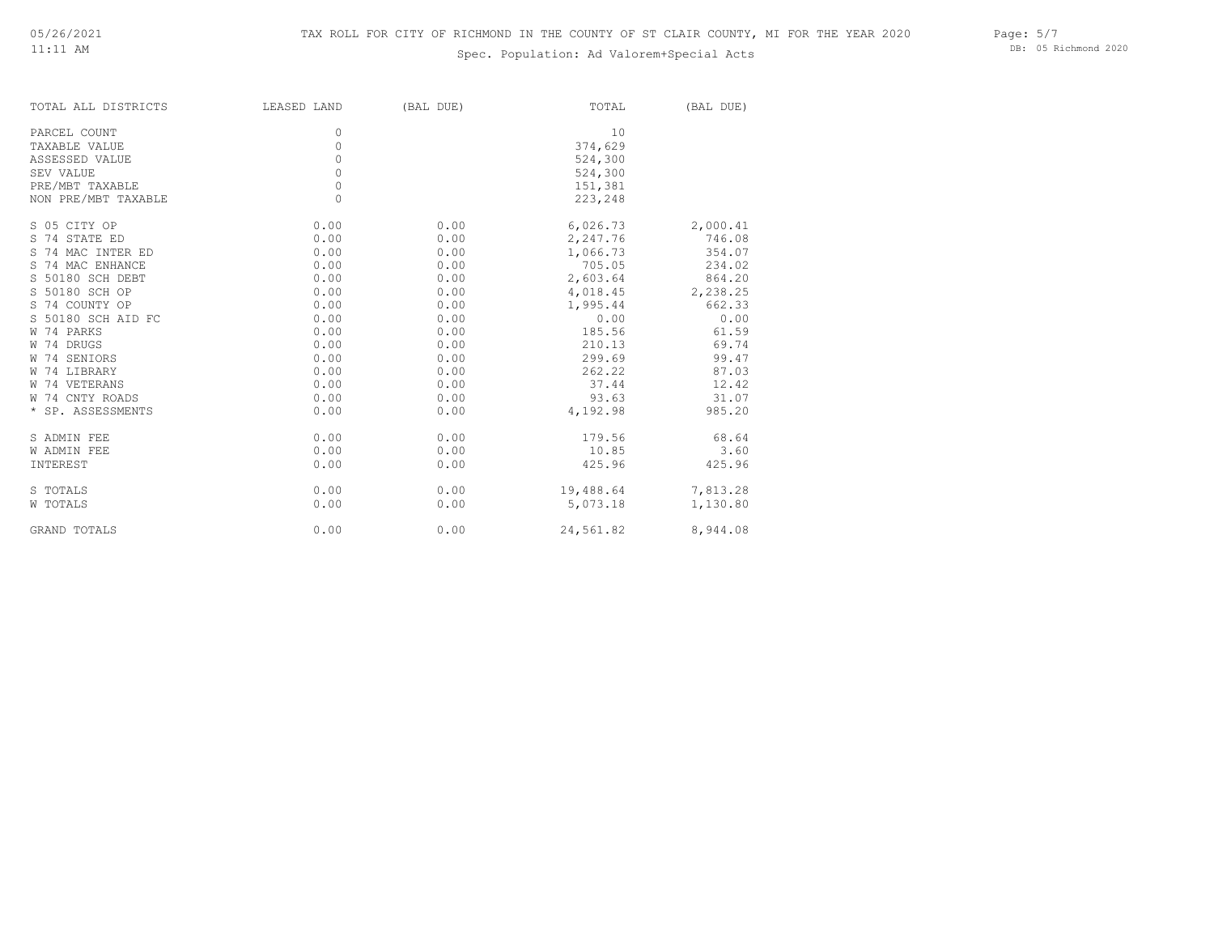# TAX ROLL FOR CITY OF RICHMOND IN THE COUNTY OF ST CLAIR COUNTY, MI FOR THE YEAR 2020

Spec. Population: Ad Valorem+Special Acts

| TOTAL ALL DISTRICTS | LEASED LAND | (BAL DUE) | TOTAL | (BAL DUE) |
|---|---|---|---|---|
| PARCEL COUNT | 0 | | 10 | |
| TAXABLE VALUE | 0 | | 374,629 | |
| ASSESSED VALUE | 0 | | 524,300 | |
| SEV VALUE | 0 | | 524,300 | |
| PRE/MBT TAXABLE | 0 | | 151,381 | |
| NON PRE/MBT TAXABLE | 0 | | 223,248 | |
| S 05 CITY OP | 0.00 | 0.00 | 6,026.73 | 2,000.41 |
| S 74 STATE ED | 0.00 | 0.00 | 2,247.76 | 746.08 |
| S 74 MAC INTER ED | 0.00 | 0.00 | 1,066.73 | 354.07 |
| S 74 MAC ENHANCE | 0.00 | 0.00 | 705.05 | 234.02 |
| S 50180 SCH DEBT | 0.00 | 0.00 | 2,603.64 | 864.20 |
| S 50180 SCH OP | 0.00 | 0.00 | 4,018.45 | 2,238.25 |
| S 74 COUNTY OP | 0.00 | 0.00 | 1,995.44 | 662.33 |
| S 50180 SCH AID FC | 0.00 | 0.00 | 0.00 | 0.00 |
| W 74 PARKS | 0.00 | 0.00 | 185.56 | 61.59 |
| W 74 DRUGS | 0.00 | 0.00 | 210.13 | 69.74 |
| W 74 SENIORS | 0.00 | 0.00 | 299.69 | 99.47 |
| W 74 LIBRARY | 0.00 | 0.00 | 262.22 | 87.03 |
| W 74 VETERANS | 0.00 | 0.00 | 37.44 | 12.42 |
| W 74 CNTY ROADS | 0.00 | 0.00 | 93.63 | 31.07 |
| * SP. ASSESSMENTS | 0.00 | 0.00 | 4,192.98 | 985.20 |
| S ADMIN FEE | 0.00 | 0.00 | 179.56 | 68.64 |
| W ADMIN FEE | 0.00 | 0.00 | 10.85 | 3.60 |
| INTEREST | 0.00 | 0.00 | 425.96 | 425.96 |
| S TOTALS | 0.00 | 0.00 | 19,488.64 | 7,813.28 |
| W TOTALS | 0.00 | 0.00 | 5,073.18 | 1,130.80 |
| GRAND TOTALS | 0.00 | 0.00 | 24,561.82 | 8,944.08 |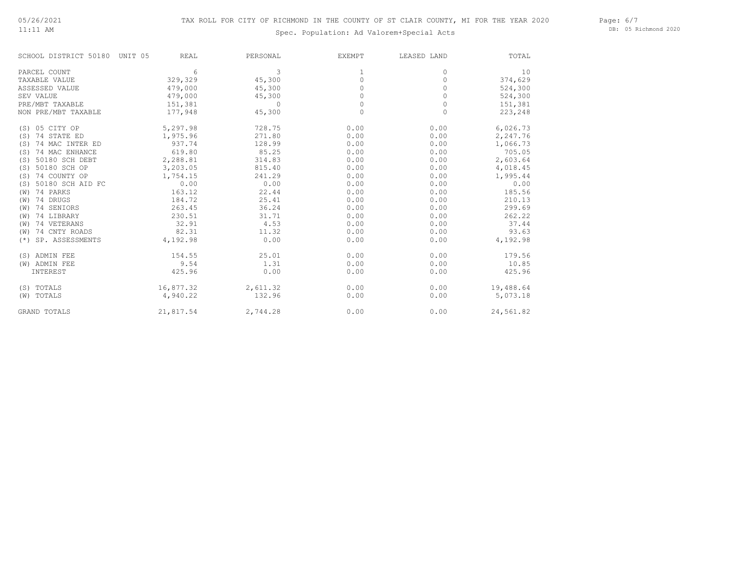05/26/2021
11:11 AM

# TAX ROLL FOR CITY OF RICHMOND IN THE COUNTY OF ST CLAIR COUNTY, MI FOR THE YEAR 2020

Spec. Population: Ad Valorem+Special Acts

DB: 05 Richmond 2020

| SCHOOL DISTRICT 50180 UNIT 05 | REAL | PERSONAL | EXEMPT | LEASED LAND | TOTAL |
|---|---|---|---|---|---|
| PARCEL COUNT | 6 | 3 | 1 | 0 | 10 |
| TAXABLE VALUE | 329,329 | 45,300 | 0 | 0 | 374,629 |
| ASSESSED VALUE | 479,000 | 45,300 | 0 | 0 | 524,300 |
| SEV VALUE | 479,000 | 45,300 | 0 | 0 | 524,300 |
| PRE/MBT TAXABLE | 151,381 | 0 | 0 | 0 | 151,381 |
| NON PRE/MBT TAXABLE | 177,948 | 45,300 | 0 | 0 | 223,248 |
| (S) 05 CITY OP | 5,297.98 | 728.75 | 0.00 | 0.00 | 6,026.73 |
| (S) 74 STATE ED | 1,975.96 | 271.80 | 0.00 | 0.00 | 2,247.76 |
| (S) 74 MAC INTER ED | 937.74 | 128.99 | 0.00 | 0.00 | 1,066.73 |
| (S) 74 MAC ENHANCE | 619.80 | 85.25 | 0.00 | 0.00 | 705.05 |
| (S) 50180 SCH DEBT | 2,288.81 | 314.83 | 0.00 | 0.00 | 2,603.64 |
| (S) 50180 SCH OP | 3,203.05 | 815.40 | 0.00 | 0.00 | 4,018.45 |
| (S) 74 COUNTY OP | 1,754.15 | 241.29 | 0.00 | 0.00 | 1,995.44 |
| (S) 50180 SCH AID FC | 0.00 | 0.00 | 0.00 | 0.00 | 0.00 |
| (W) 74 PARKS | 163.12 | 22.44 | 0.00 | 0.00 | 185.56 |
| (W) 74 DRUGS | 184.72 | 25.41 | 0.00 | 0.00 | 210.13 |
| (W) 74 SENIORS | 263.45 | 36.24 | 0.00 | 0.00 | 299.69 |
| (W) 74 LIBRARY | 230.51 | 31.71 | 0.00 | 0.00 | 262.22 |
| (W) 74 VETERANS | 32.91 | 4.53 | 0.00 | 0.00 | 37.44 |
| (W) 74 CNTY ROADS | 82.31 | 11.32 | 0.00 | 0.00 | 93.63 |
| (*) SP. ASSESSMENTS | 4,192.98 | 0.00 | 0.00 | 0.00 | 4,192.98 |
| (S) ADMIN FEE | 154.55 | 25.01 | 0.00 | 0.00 | 179.56 |
| (W) ADMIN FEE | 9.54 | 1.31 | 0.00 | 0.00 | 10.85 |
| INTEREST | 425.96 | 0.00 | 0.00 | 0.00 | 425.96 |
| (S) TOTALS | 16,877.32 | 2,611.32 | 0.00 | 0.00 | 19,488.64 |
| (W) TOTALS | 4,940.22 | 132.96 | 0.00 | 0.00 | 5,073.18 |
| GRAND TOTALS | 21,817.54 | 2,744.28 | 0.00 | 0.00 | 24,561.82 |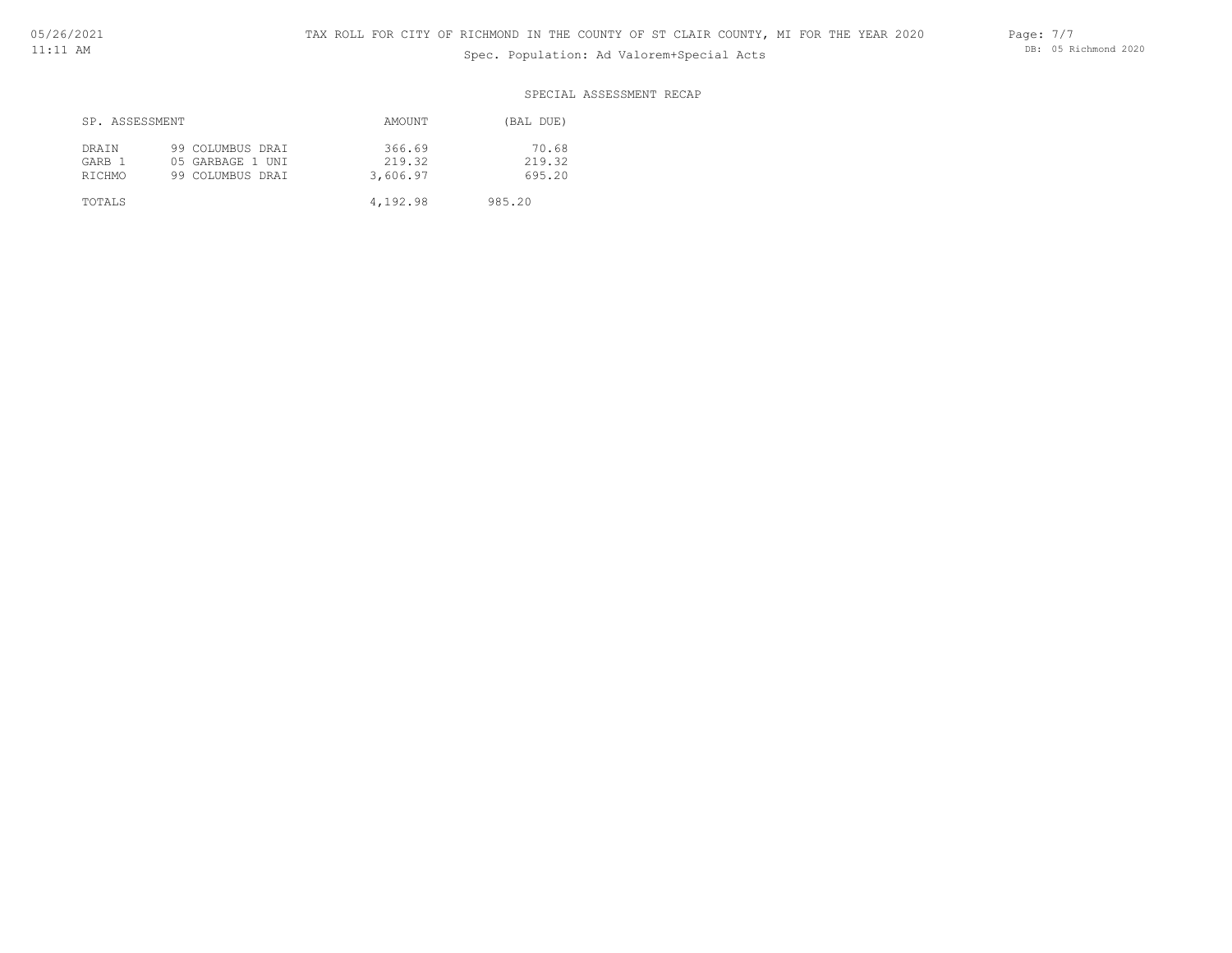TAX ROLL FOR CITY OF RICHMOND IN THE COUNTY OF ST CLAIR COUNTY, MI FOR THE YEAR 2020

Spec. Population: Ad Valorem+Special Acts

## SPECIAL ASSESSMENT RECAP

| SP. ASSESSMENT | | AMOUNT | (BAL DUE) |
|---|---|---|---|
| DRAIN | 99 COLUMBUS DRAI | 366.69 | 70.68 |
| GARB 1 | 05 GARBAGE 1 UNI | 219.32 | 219.32 |
| RICHMO | 99 COLUMBUS DRAI | 3,606.97 | 695.20 |
| TOTALS | | 4,192.98 | 985.20 |